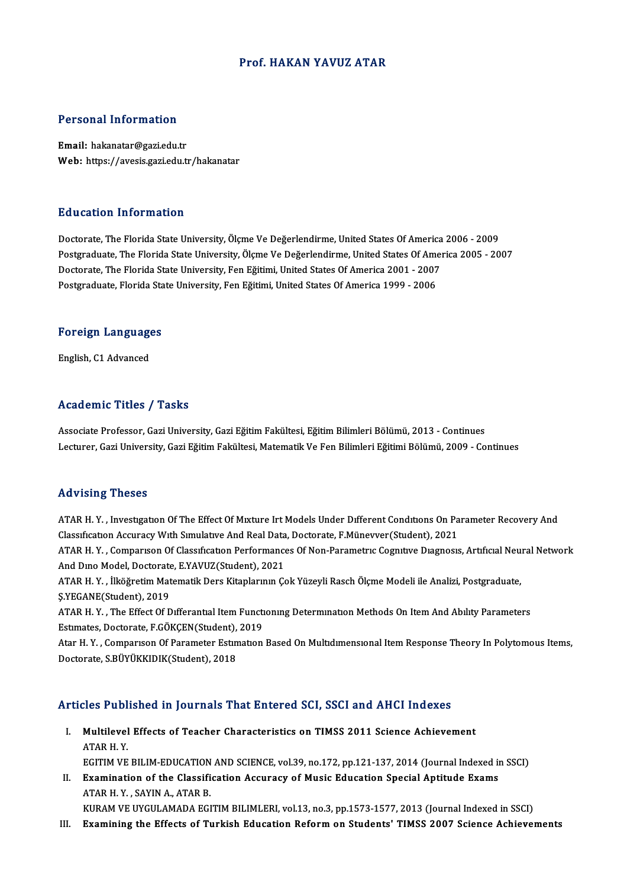# Prof. HAKAN YAVUZ ATAR

## Personal Information

**Email:** hakanatar@gazi.edu.tr
**Web:** https://avesis.gazi.edu.tr/hakanatar

## Education Information

Doctorate, The Florida State University, Ölçme Ve Değerlendirme, United States Of America 2006 - 2009
Postgraduate, The Florida State University, Ölçme Ve Değerlendirme, United States Of America 2005 - 2007
Doctorate, The Florida State University, Fen Eğitimi, United States Of America 2001 - 2007
Postgraduate, Florida State University, Fen Eğitimi, United States Of America 1999 - 2006

## Foreign Languages

English, C1 Advanced

## Academic Titles / Tasks

Associate Professor, Gazi University, Gazi Eğitim Fakültesi, Eğitim Bilimleri Bölümü, 2013 - Continues
Lecturer, Gazi University, Gazi Eğitim Fakültesi, Matematik Ve Fen Bilimleri Eğitimi Bölümü, 2009 - Continues

## Advising Theses

ATAR H. Y. , Investigation Of The Effect Of Mixture Irt Models Under Different Conditions On Parameter Recovery And Classification Accuracy With Simulative And Real Data, Doctorate, F.Münevver(Student), 2021
ATAR H. Y. , Comparison Of Classification Performances Of Non-Parametric Cognitive Diagnosis, Artificial Neural Network And Dino Model, Doctorate, E.YAVUZ(Student), 2021
ATAR H. Y. , İlköğretim Matematik Ders Kitaplarının Çok Yüzeyli Rasch Ölçme Modeli ile Analizi, Postgraduate, Ş.YEGANE(Student), 2019
ATAR H. Y. , The Effect Of Differantial Item Functioning Determination Methods On Item And Ability Parameters Estimates, Doctorate, F.GÖKÇEN(Student), 2019
Atar H. Y. , Comparison Of Parameter Estimation Based On Multidimensional Item Response Theory In Polytomous Items, Doctorate, S.BÜYÜKKIDIK(Student), 2018

## Articles Published in Journals That Entered SCI, SSCI and AHCI Indexes

I. **Multilevel Effects of Teacher Characteristics on TIMSS 2011 Science Achievement**
ATAR H. Y.
EGITIM VE BILIM-EDUCATION AND SCIENCE, vol.39, no.172, pp.121-137, 2014 (Journal Indexed in SSCI)

II. **Examination of the Classification Accuracy of Music Education Special Aptitude Exams**
ATAR H. Y. , SAYIN A., ATAR B.
KURAM VE UYGULAMADA EGITIM BILIMLERI, vol.13, no.3, pp.1573-1577, 2013 (Journal Indexed in SSCI)

III. **Examining the Effects of Turkish Education Reform on Students' TIMSS 2007 Science Achievements**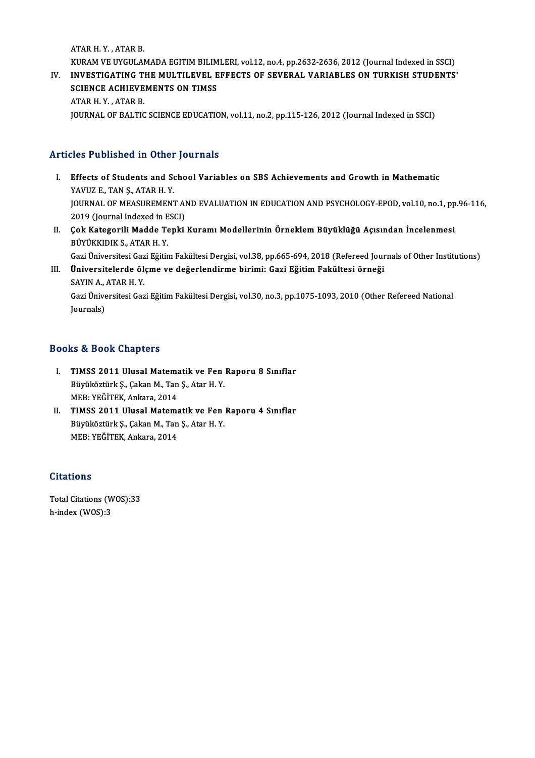ATAR H. Y. , ATAR B.
KURAM VE UYGULAMADA EGITIM BILIMLERI, vol.12, no.4, pp.2632-2636, 2012 (Journal Indexed in SSCI)

IV. **INVESTIGATING THE MULTILEVEL EFFECTS OF SEVERAL VARIABLES ON TURKISH STUDENTS' SCIENCE ACHIEVEMENTS ON TIMSS**
ATAR H. Y. , ATAR B.
JOURNAL OF BALTIC SCIENCE EDUCATION, vol.11, no.2, pp.115-126, 2012 (Journal Indexed in SSCI)

## Articles Published in Other Journals

I. **Effects of Students and School Variables on SBS Achievements and Growth in Mathematic**
YAVUZ E., TAN Ş., ATAR H. Y.
JOURNAL OF MEASUREMENT AND EVALUATION IN EDUCATION AND PSYCHOLOGY-EPOD, vol.10, no.1, pp.96-116, 2019 (Journal Indexed in ESCI)

II. **Çok Kategorili Madde Tepki Kuramı Modellerinin Örneklem Büyüklüğü Açısından İncelenmesi**
BÜYÜKKIDIK S., ATAR H. Y.
Gazi Üniversitesi Gazi Eğitim Fakültesi Dergisi, vol.38, pp.665-694, 2018 (Refereed Journals of Other Institutions)

III. **Üniversitelerde ölçme ve değerlendirme birimi: Gazi Eğitim Fakültesi örneği**
SAYIN A., ATAR H. Y.
Gazi Üniversitesi Gazi Eğitim Fakültesi Dergisi, vol.30, no.3, pp.1075-1093, 2010 (Other Refereed National Journals)

## Books & Book Chapters

I. **TIMSS 2011 Ulusal Matematik ve Fen Raporu 8 Sınıflar**
Büyüköztürk Ş., Çakan M., Tan Ş., Atar H. Y.
MEB: YEĞİTEK, Ankara, 2014

II. **TIMSS 2011 Ulusal Matematik ve Fen Raporu 4 Sınıflar**
Büyüköztürk Ş., Çakan M., Tan Ş., Atar H. Y.
MEB: YEĞİTEK, Ankara, 2014

## Citations

Total Citations (WOS):33
h-index (WOS):3